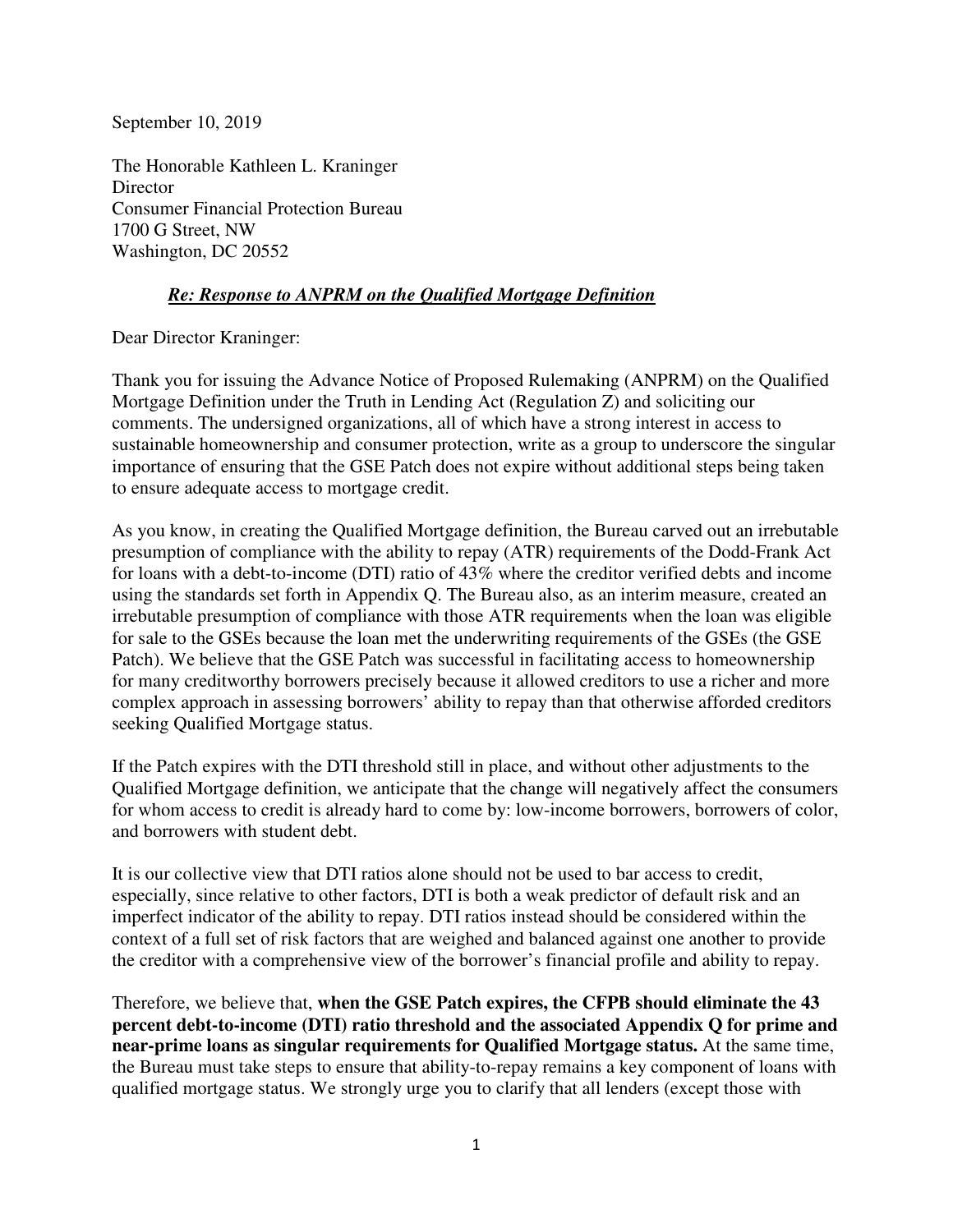September 10, 2019

The Honorable Kathleen L. Kraninger
Director
Consumer Financial Protection Bureau
1700 G Street, NW
Washington, DC 20552

***Re: Response to ANPRM on the Qualified Mortgage Definition***

Dear Director Kraninger:

Thank you for issuing the Advance Notice of Proposed Rulemaking (ANPRM) on the Qualified Mortgage Definition under the Truth in Lending Act (Regulation Z) and soliciting our comments. The undersigned organizations, all of which have a strong interest in access to sustainable homeownership and consumer protection, write as a group to underscore the singular importance of ensuring that the GSE Patch does not expire without additional steps being taken to ensure adequate access to mortgage credit.

As you know, in creating the Qualified Mortgage definition, the Bureau carved out an irrebutable presumption of compliance with the ability to repay (ATR) requirements of the Dodd-Frank Act for loans with a debt-to-income (DTI) ratio of 43% where the creditor verified debts and income using the standards set forth in Appendix Q. The Bureau also, as an interim measure, created an irrebutable presumption of compliance with those ATR requirements when the loan was eligible for sale to the GSEs because the loan met the underwriting requirements of the GSEs (the GSE Patch). We believe that the GSE Patch was successful in facilitating access to homeownership for many creditworthy borrowers precisely because it allowed creditors to use a richer and more complex approach in assessing borrowers' ability to repay than that otherwise afforded creditors seeking Qualified Mortgage status.

If the Patch expires with the DTI threshold still in place, and without other adjustments to the Qualified Mortgage definition, we anticipate that the change will negatively affect the consumers for whom access to credit is already hard to come by: low-income borrowers, borrowers of color, and borrowers with student debt.

It is our collective view that DTI ratios alone should not be used to bar access to credit, especially, since relative to other factors, DTI is both a weak predictor of default risk and an imperfect indicator of the ability to repay. DTI ratios instead should be considered within the context of a full set of risk factors that are weighed and balanced against one another to provide the creditor with a comprehensive view of the borrower's financial profile and ability to repay.

Therefore, we believe that, **when the GSE Patch expires, the CFPB should eliminate the 43 percent debt-to-income (DTI) ratio threshold and the associated Appendix Q for prime and near-prime loans as singular requirements for Qualified Mortgage status.** At the same time, the Bureau must take steps to ensure that ability-to-repay remains a key component of loans with qualified mortgage status. We strongly urge you to clarify that all lenders (except those with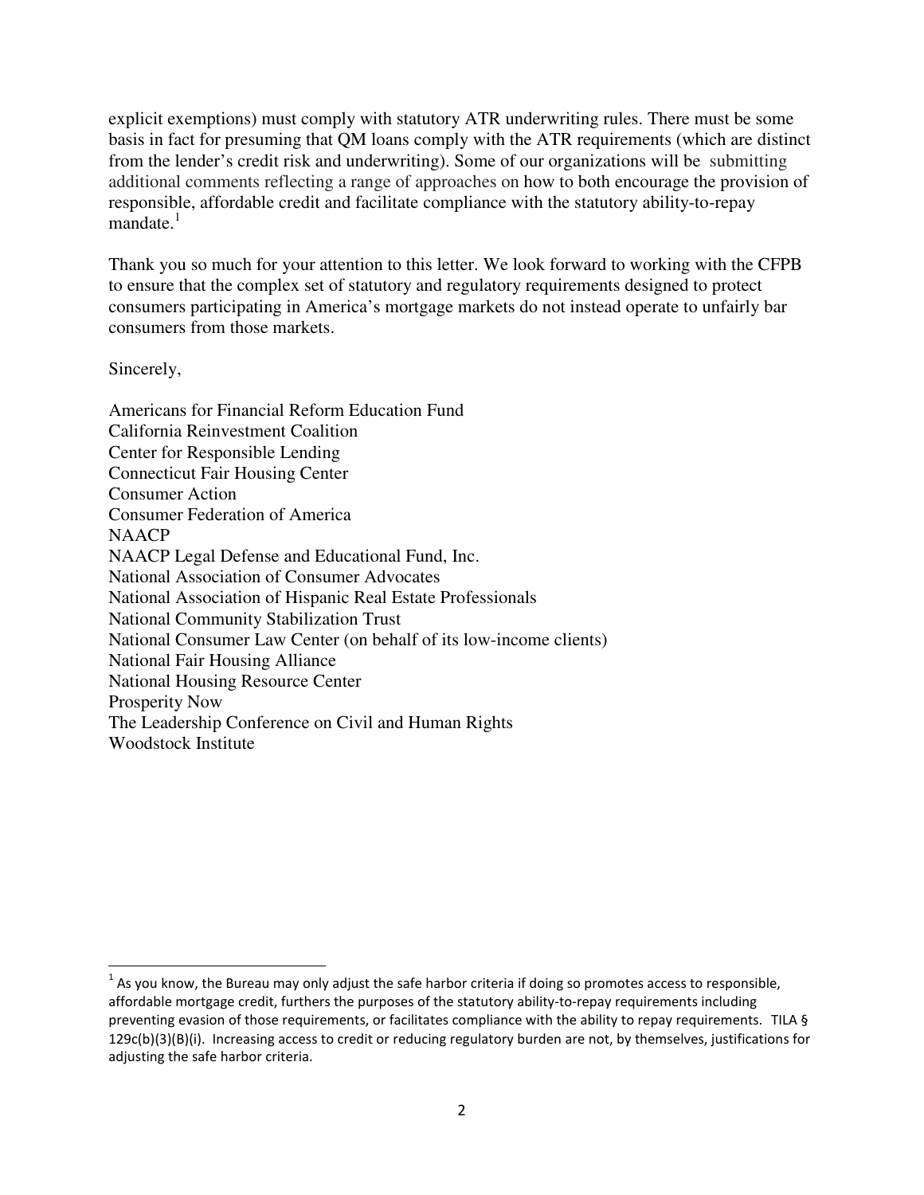explicit exemptions) must comply with statutory ATR underwriting rules. There must be some basis in fact for presuming that QM loans comply with the ATR requirements (which are distinct from the lender's credit risk and underwriting). Some of our organizations will be submitting additional comments reflecting a range of approaches on how to both encourage the provision of responsible, affordable credit and facilitate compliance with the statutory ability-to-repay mandate.[1]

Thank you so much for your attention to this letter. We look forward to working with the CFPB to ensure that the complex set of statutory and regulatory requirements designed to protect consumers participating in America's mortgage markets do not instead operate to unfairly bar consumers from those markets.

Sincerely,

Americans for Financial Reform Education Fund
California Reinvestment Coalition
Center for Responsible Lending
Connecticut Fair Housing Center
Consumer Action
Consumer Federation of America
NAACP
NAACP Legal Defense and Educational Fund, Inc.
National Association of Consumer Advocates
National Association of Hispanic Real Estate Professionals
National Community Stabilization Trust
National Consumer Law Center (on behalf of its low-income clients)
National Fair Housing Alliance
National Housing Resource Center
Prosperity Now
The Leadership Conference on Civil and Human Rights
Woodstock Institute

---

[1] As you know, the Bureau may only adjust the safe harbor criteria if doing so promotes access to responsible, affordable mortgage credit, furthers the purposes of the statutory ability-to-repay requirements including preventing evasion of those requirements, or facilitates compliance with the ability to repay requirements. TILA § 129c(b)(3)(B)(i). Increasing access to credit or reducing regulatory burden are not, by themselves, justifications for adjusting the safe harbor criteria.